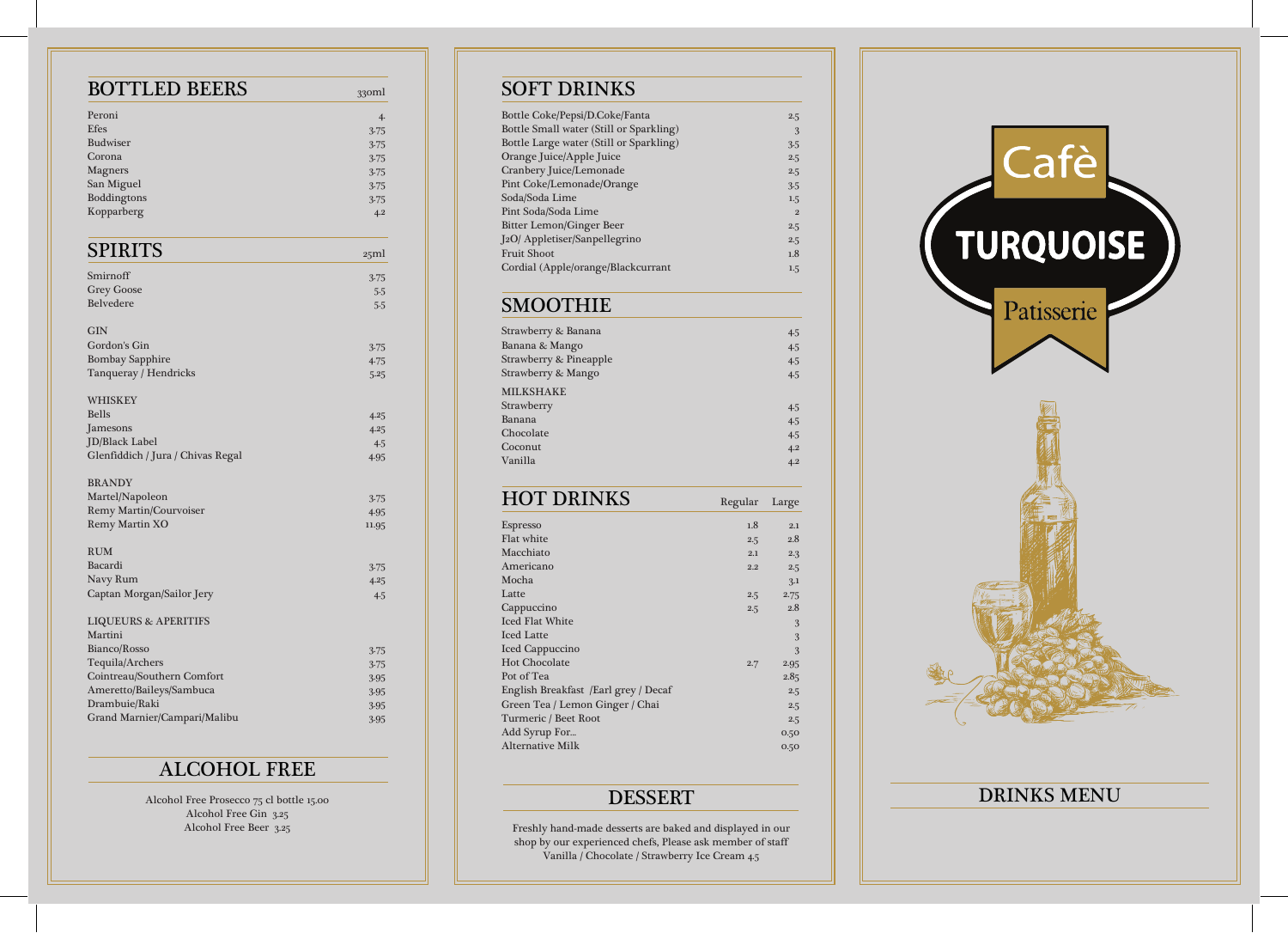## BOTTLED BEERS

| | 330ml |
|---|---|
| Peroni | 4. |
| Efes | 3.75 |
| Budwiser | 3.75 |
| Corona | 3.75 |
| Magners | 3.75 |
| San Miguel | 3.75 |
| Boddingtons | 3.75 |
| Kopparberg | 4.2 |

## SPIRITS

| | 25ml |
|---|---|
| Smirnoff | 3.75 |
| Grey Goose | 5.5 |
| Belvedere | 5.5 |

### GIN

| | |
|---|---|
| Gordon's Gin | 3.75 |
| Bombay Sapphire | 4.75 |
| Tanqueray / Hendricks | 5.25 |

### WHISKEY

| | |
|---|---|
| Bells | 4.25 |
| Jamesons | 4.25 |
| JD/Black Label | 4.5 |
| Glenfiddich / Jura / Chivas Regal | 4.95 |

### BRANDY

| | |
|---|---|
| Martel/Napoleon | 3.75 |
| Remy Martin/Courvoiser | 4.95 |
| Remy Martin XO | 11.95 |

### RUM

| | |
|---|---|
| Bacardi | 3.75 |
| Navy Rum | 4.25 |
| Captan Morgan/Sailor Jery | 4.5 |

### LIQUEURS & APERITIFS

| | |
|---|---|
| Martini | |
| Bianco/Rosso | 3.75 |
| Tequila/Archers | 3.75 |
| Cointreau/Southern Comfort | 3.95 |
| Ameretto/Baileys/Sambuca | 3.95 |
| Drambuie/Raki | 3.95 |
| Grand Marnier/Campari/Malibu | 3.95 |

## ALCOHOL FREE

Alcohol Free Prosecco 75 cl bottle 15.00
Alcohol Free Gin 3.25
Alcohol Free Beer 3.25

## SOFT DRINKS

| | |
|---|---|
| Bottle Coke/Pepsi/D.Coke/Fanta | 2.5 |
| Bottle Small water (Still or Sparkling) | 3 |
| Bottle Large water (Still or Sparkling) | 3.5 |
| Orange Juice/Apple Juice | 2.5 |
| Cranbery Juice/Lemonade | 2.5 |
| Pint Coke/Lemonade/Orange | 3.5 |
| Soda/Soda Lime | 1.5 |
| Pint Soda/Soda Lime | 2 |
| Bitter Lemon/Ginger Beer | 2.5 |
| J2O/ Appletiser/Sanpellegrino | 2.5 |
| Fruit Shoot | 1.8 |
| Cordial (Apple/orange/Blackcurrant | 1.5 |

## SMOOTHIE

| | |
|---|---|
| Strawberry & Banana | 4.5 |
| Banana & Mango | 4.5 |
| Strawberry & Pineapple | 4.5 |
| Strawberry & Mango | 4.5 |

### MILKSHAKE

| | |
|---|---|
| Strawberry | 4.5 |
| Banana | 4.5 |
| Chocolate | 4.5 |
| Coconut | 4.2 |
| Vanilla | 4.2 |

## HOT DRINKS

| | Regular | Large |
|---|---|---|
| Espresso | 1.8 | 2.1 |
| Flat white | 2.5 | 2.8 |
| Macchiato | 2.1 | 2.3 |
| Americano | 2.2 | 2.5 |
| Mocha | | 3.1 |
| Latte | 2.5 | 2.75 |
| Cappuccino | 2.5 | 2.8 |
| Iced Flat White | | 3 |
| Iced Latte | | 3 |
| Iced Cappuccino | | 3 |
| Hot Chocolate | 2.7 | 2.95 |
| Pot of Tea | | 2.85 |
| English Breakfast /Earl grey / Decaf | | 2.5 |
| Green Tea / Lemon Ginger / Chai | | 2.5 |
| Turmeric / Beet Root | | 2.5 |
| Add Syrup For... | | 0.50 |
| Alternative Milk | | 0.50 |

## DESSERT

Freshly hand-made desserts are baked and displayed in our shop by our experienced chefs, Please ask member of staff
Vanilla / Chocolate / Strawberry Ice Cream 4.5

# Cafè TURQUOISE Patisserie

## DRINKS MENU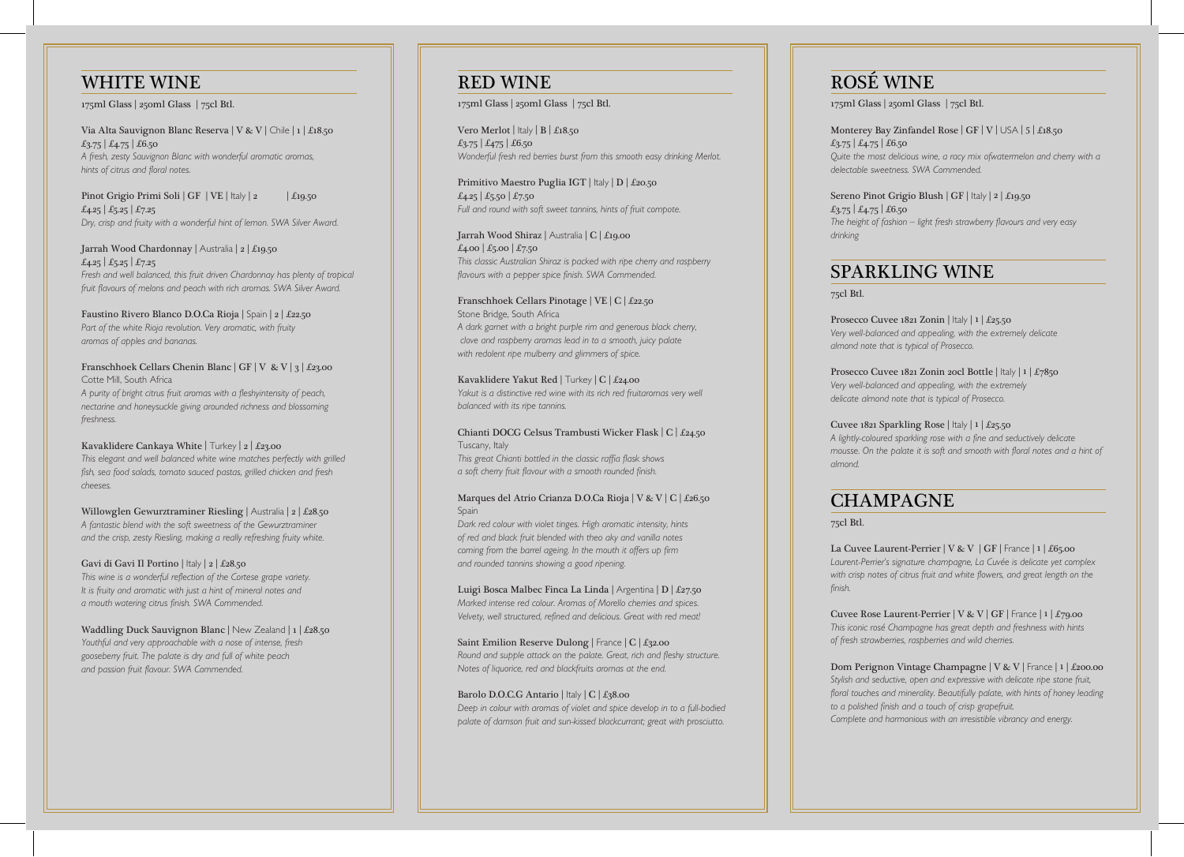## WHITE WINE

175ml Glass | 250ml Glass | 75cl Btl.

Via Alta Sauvignon Blanc Reserva | V & V | Chile | 1 | £18.50
£3.75 | £4.75 | £6.50
*A fresh, zesty Sauvignon Blanc with wonderful aromatic aromas, hints of citrus and floral notes.*

Pinot Grigio Primi Soli | GF | VE | Italy | 2 | £19.50
£4.25 | £5.25 | £7.25
*Dry, crisp and fruity with a wonderful hint of lemon. SWA Silver Award.*

Jarrah Wood Chardonnay | Australia | 2 | £19.50
£4.25 | £5.25 | £7.25
*Fresh and well balanced, this fruit driven Chardonnay has plenty of tropical fruit flavours of melons and peach with rich aromas. SWA Silver Award.*

Faustino Rivero Blanco D.O.Ca Rioja | Spain | 2 | £22.50
*Part of the white Rioja revolution. Very aromatic, with fruity aromas of apples and bananas.*

Franschhoek Cellars Chenin Blanc | GF | V & V | 3 | £23.00
Cotte Mill, South Africa
*A purity of bright citrus fruit aromas with a fleshyintensity of peach, nectarine and honeysuckle giving arounded richness and blossoming freshness.*

Kavaklidere Cankaya White | Turkey | 2 | £23.00
*This elegant and well balanced white wine matches perfectly with grilled fish, sea food salads, tomato sauced pastas, grilled chicken and fresh cheeses.*

Willowglen Gewurztraminer Riesling | Australia | 2 | £28.50
*A fantastic blend with the soft sweetness of the Gewurztraminer and the crisp, zesty Riesling, making a really refreshing fruity white.*

Gavi di Gavi Il Portino | Italy | 2 | £28.50
*This wine is a wonderful reflection of the Cortese grape variety. It is fruity and aromatic with just a hint of mineral notes and a mouth watering citrus finish. SWA Commended.*

Waddling Duck Sauvignon Blanc | New Zealand | 1 | £28.50
*Youthful and very approachable with a nose of intense, fresh gooseberry fruit. The palate is dry and full of white peach and passion fruit flavour. SWA Commended.*

## RED WINE

175ml Glass | 250ml Glass | 75cl Btl.

Vero Merlot | Italy | B | £18.50
£3.75 | £475 | £6.50
*Wonderful fresh red berries burst from this smooth easy drinking Merlot.*

Primitivo Maestro Puglia IGT | Italy | D | £20.50
£4.25 | £5.50 | £7.50
*Full and round with soft sweet tannins, hints of fruit compote.*

Jarrah Wood Shiraz | Australia | C | £19.00
£4.00 | £5.00 | £7.50
*This classic Australian Shiraz is packed with ripe cherry and raspberry flavours with a pepper spice finish. SWA Commended.*

Franschhoek Cellars Pinotage | VE | C | £22.50
Stone Bridge, South Africa
*A dark garnet with a bright purple rim and generous black cherry, clove and raspberry aromas lead in to a smooth, juicy palate with redolent ripe mulberry and glimmers of spice.*

Kavaklidere Yakut Red | Turkey | C | £24.00
*Yakut is a distinctive red wine with its rich red fruitaromas very well balanced with its ripe tannins.*

Chianti DOCG Celsus Trambusti Wicker Flask | C | £24.50
Tuscany, Italy
*This great Chianti bottled in the classic raffia flask shows a soft cherry fruit flavour with a smooth rounded finish.*

Marques del Atrio Crianza D.O.Ca Rioja | V & V | C | £26.50
Spain
*Dark red colour with violet tinges. High aromatic intensity, hints of red and black fruit blended with theo aky and vanilla notes coming from the barrel ageing. In the mouth it offers up firm and rounded tannins showing a good ripening.*

Luigi Bosca Malbec Finca La Linda | Argentina | D | £27.50
*Marked intense red colour. Aromas of Morello cherries and spices. Velvety, well structured, refined and delicious. Great with red meat!*

Saint Emilion Reserve Dulong | France | C | £32.00
*Round and supple attack on the palate. Great, rich and fleshy structure. Notes of liquorice, red and blackfruits aromas at the end.*

Barolo D.O.C.G Antario | Italy | C | £38.00
*Deep in colour with aromas of violet and spice develop in to a full-bodied palate of damson fruit and sun-kissed blackcurrant; great with prosciutto.*

## ROSÉ WINE

175ml Glass | 250ml Glass | 75cl Btl.

Monterey Bay Zinfandel Rose | GF | V | USA | 5 | £18.50
£3.75 | £4.75 | £6.50
*Quite the most delicious wine, a racy mix ofwatermelon and cherry with a delectable sweetness. SWA Commended.*

Sereno Pinot Grigio Blush | GF | Italy | 2 | £19.50
£3.75 | £4.75 | £6.50
*The height of fashion – light fresh strawberry flavours and very easy drinking*

## SPARKLING WINE

75cl Btl.

Prosecco Cuvee 1821 Zonin | Italy | 1 | £25.50
*Very well-balanced and appealing, with the extremely delicate almond note that is typical of Prosecco.*

Prosecco Cuvee 1821 Zonin 20cl Bottle | Italy | 1 | £7850
*Very well-balanced and appealing, with the extremely delicate almond note that is typical of Prosecco.*

Cuvee 1821 Sparkling Rose | Italy | 1 | £25.50
*A lightly-coloured sparkling rose with a fine and seductively delicate mousse. On the palate it is soft and smooth with floral notes and a hint of almond.*

## CHAMPAGNE

75cl Btl.

La Cuvee Laurent-Perrier | V & V | GF | France | 1 | £65.00
*Laurent-Perrier's signature champagne, La Cuvée is delicate yet complex with crisp notes of citrus fruit and white flowers, and great length on the finish.*

Cuvee Rose Laurent-Perrier | V & V | GF | France | 1 | £79.00
*This iconic rosé Champagne has great depth and freshness with hints of fresh strawberries, raspberries and wild cherries.*

Dom Perignon Vintage Champagne | V & V | France | 1 | £200.00
*Stylish and seductive, open and expressive with delicate ripe stone fruit, floral touches and minerality. Beautifully palate, with hints of honey leading to a polished finish and a touch of crisp grapefruit. Complete and harmonious with an irresistible vibrancy and energy.*